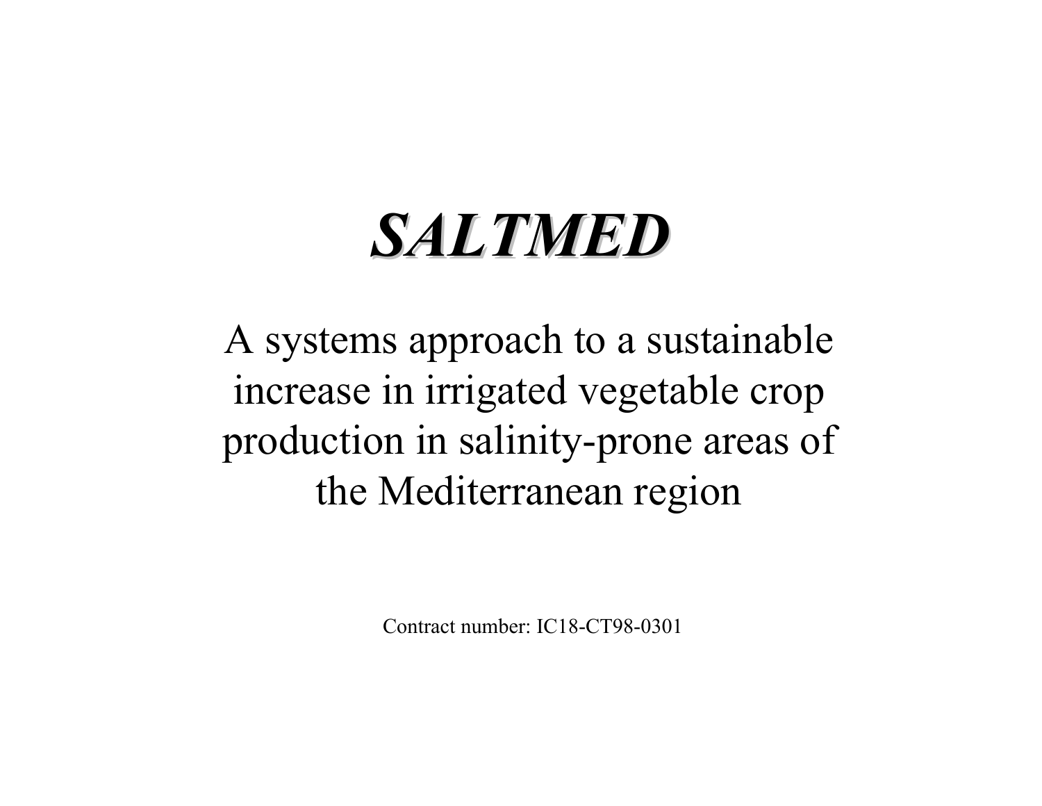# *SALTMED*

A systems approach to a sustainable increase in irrigated vegetable crop production in salinity-prone areas of the Mediterranean region

Contract number: IC18-CT98-0301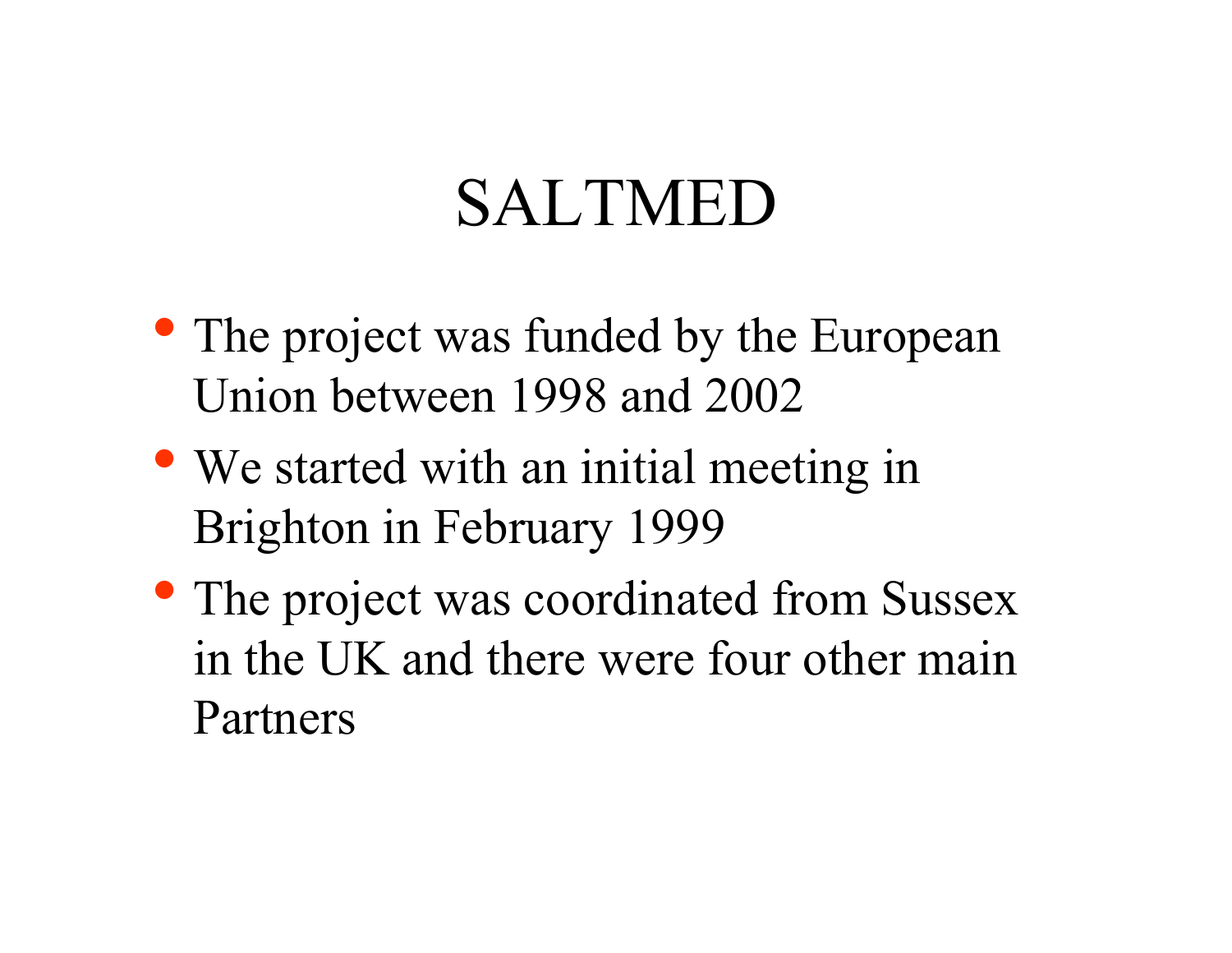# SALTMED

- The project was funded by the European Union between 1998 and 2002
- We started with an initial meeting in Brighton in February 1999
- The project was coordinated from Sussex in the UK and there were four other main Partners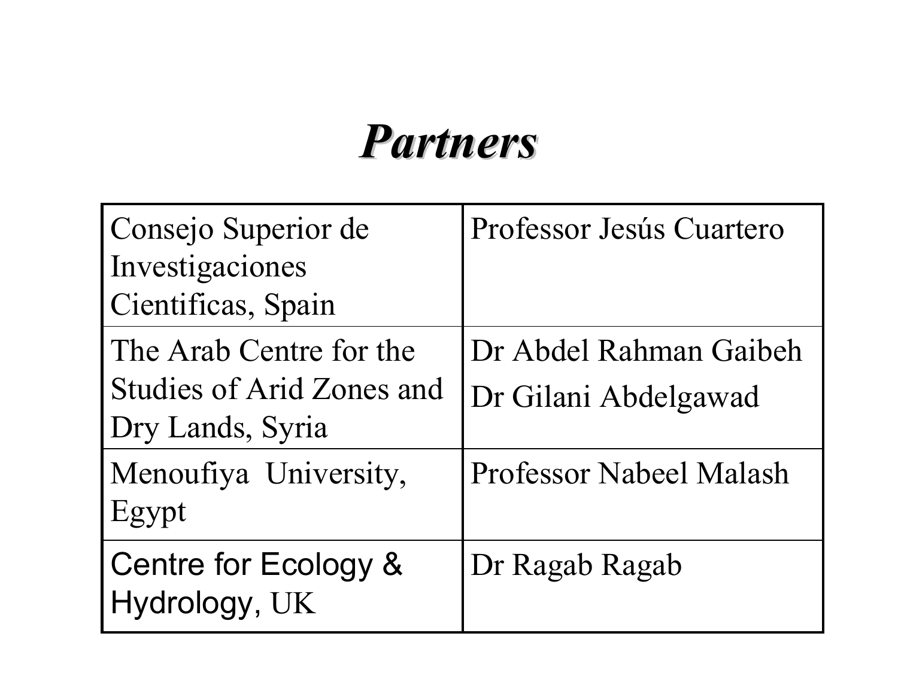# *Partners*

| Organisation | Contact |
| --- | --- |
| Consejo Superior de Investigaciones Cientificas, Spain | Professor Jesús Cuartero |
| The Arab Centre for the Studies of Arid Zones and Dry Lands, Syria | Dr Abdel Rahman Gaibeh<br>Dr Gilani Abdelgawad |
| Menoufiya University, Egypt | Professor Nabeel Malash |
| Centre for Ecology & Hydrology, UK | Dr Ragab Ragab |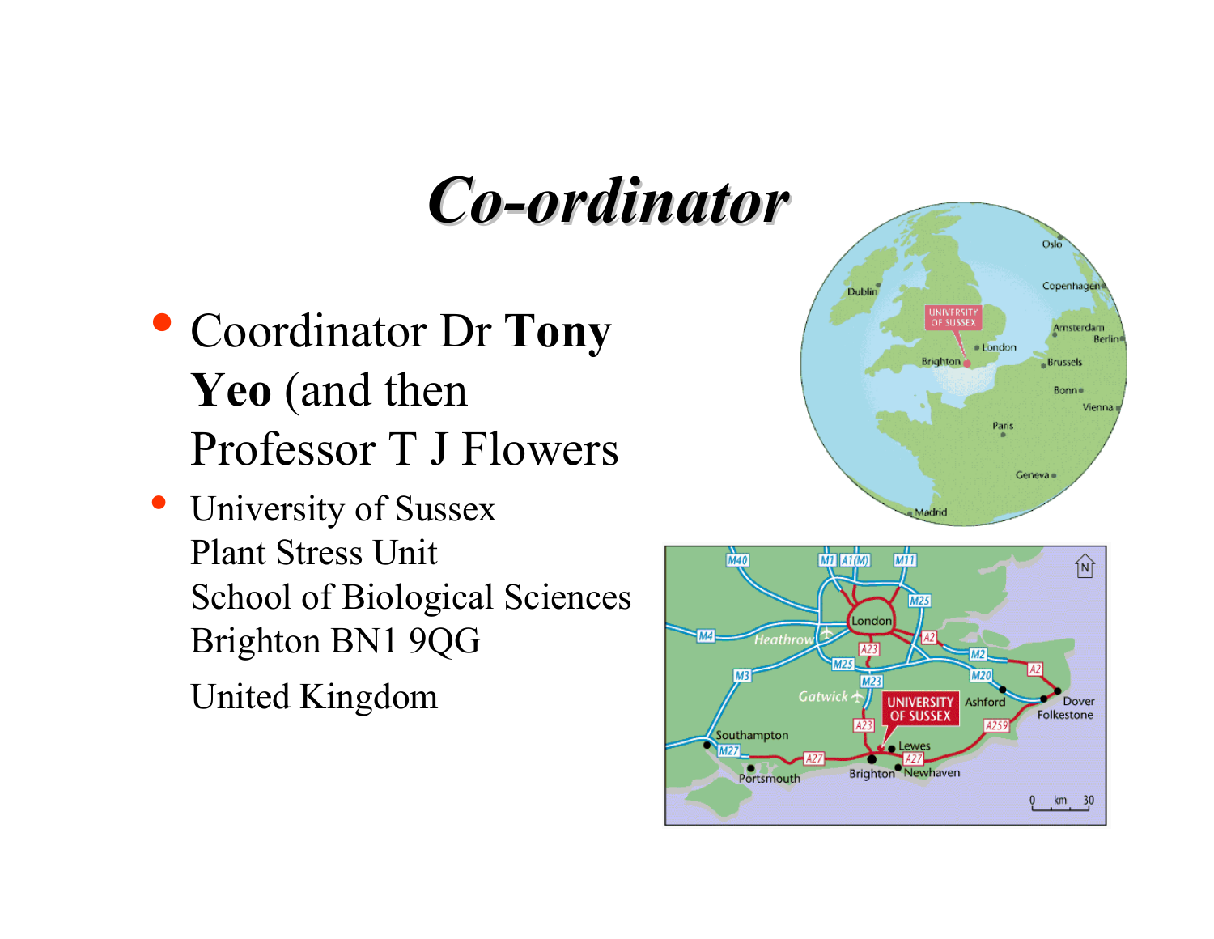# *Co-ordinator*

- Coordinator Dr **Tony Yeo** (and then Professor T J Flowers
- University of Sussex
  Plant Stress Unit
  School of Biological Sciences
  Brighton BN1 9QG

  United Kingdom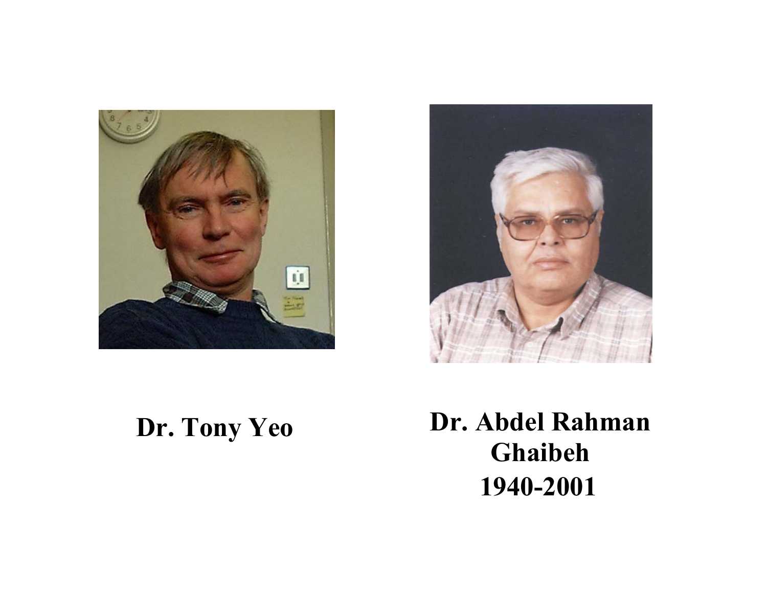**Dr. Tony Yeo**

**Dr. Abdel Rahman Ghaibeh**
**1940-2001**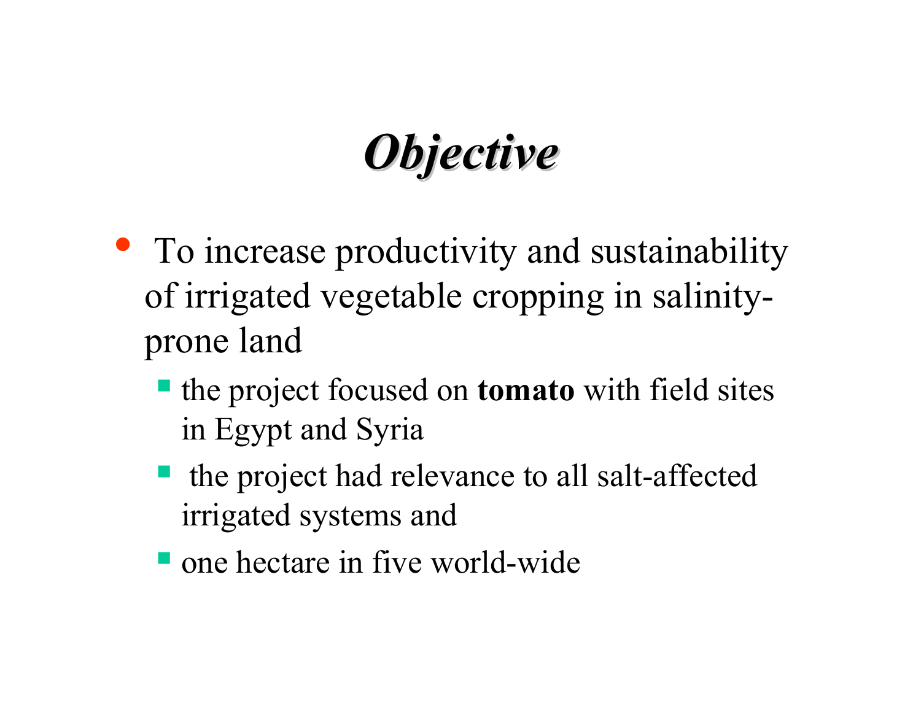# *Objective*

- To increase productivity and sustainability of irrigated vegetable cropping in salinity-prone land
  - the project focused on **tomato** with field sites in Egypt and Syria
  - the project had relevance to all salt-affected irrigated systems and
  - one hectare in five world-wide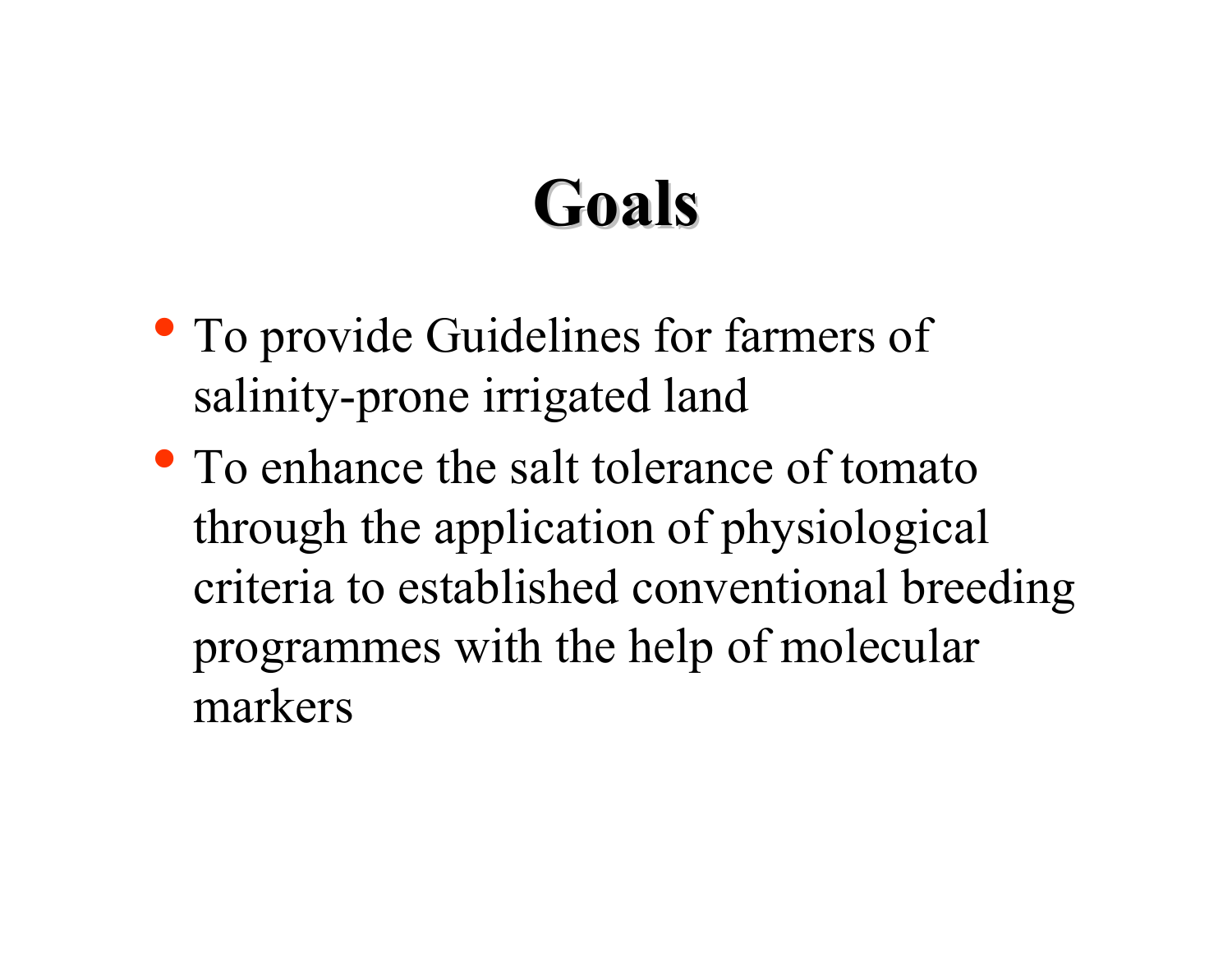# Goals

- To provide Guidelines for farmers of salinity-prone irrigated land
- To enhance the salt tolerance of tomato through the application of physiological criteria to established conventional breeding programmes with the help of molecular markers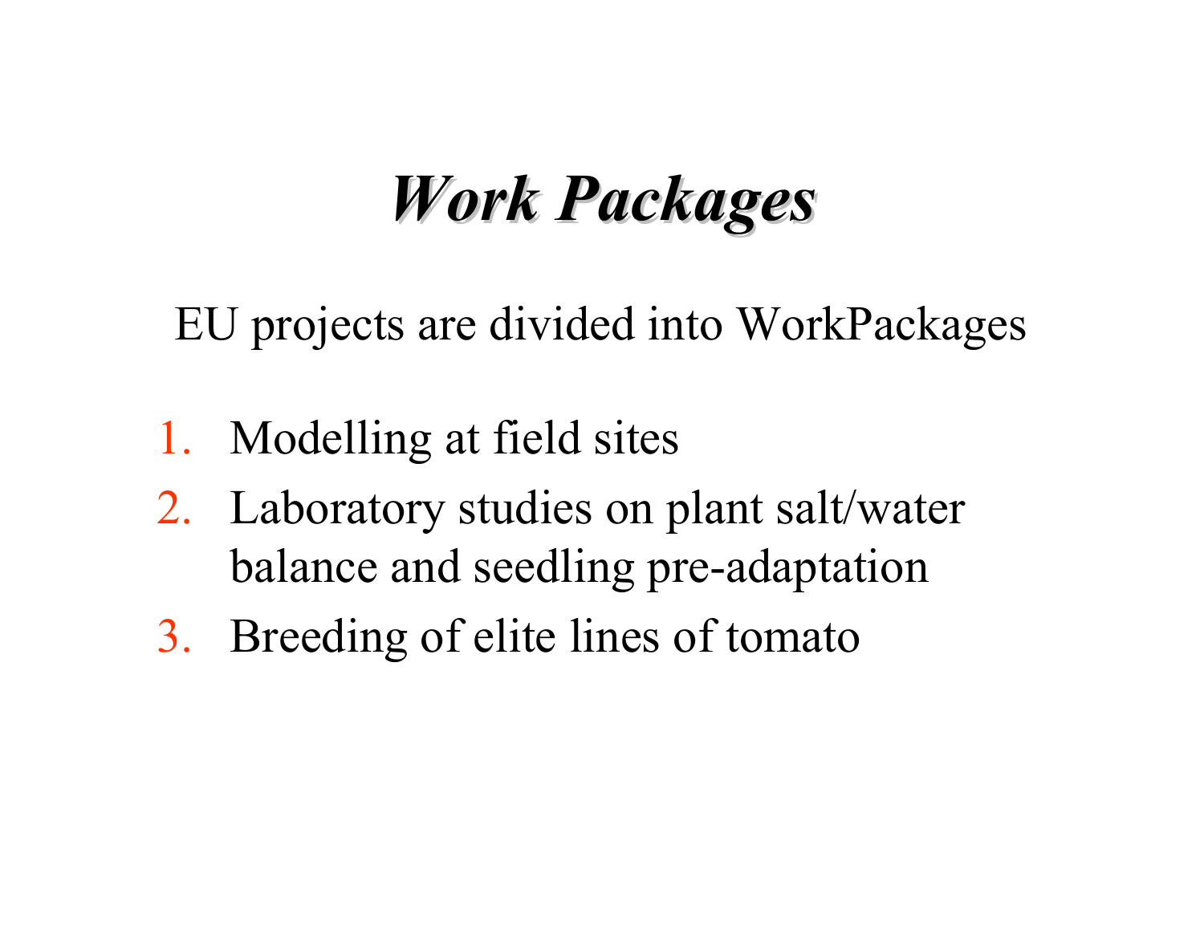# *Work Packages*

EU projects are divided into WorkPackages

1. Modelling at field sites
2. Laboratory studies on plant salt/water balance and seedling pre-adaptation
3. Breeding of elite lines of tomato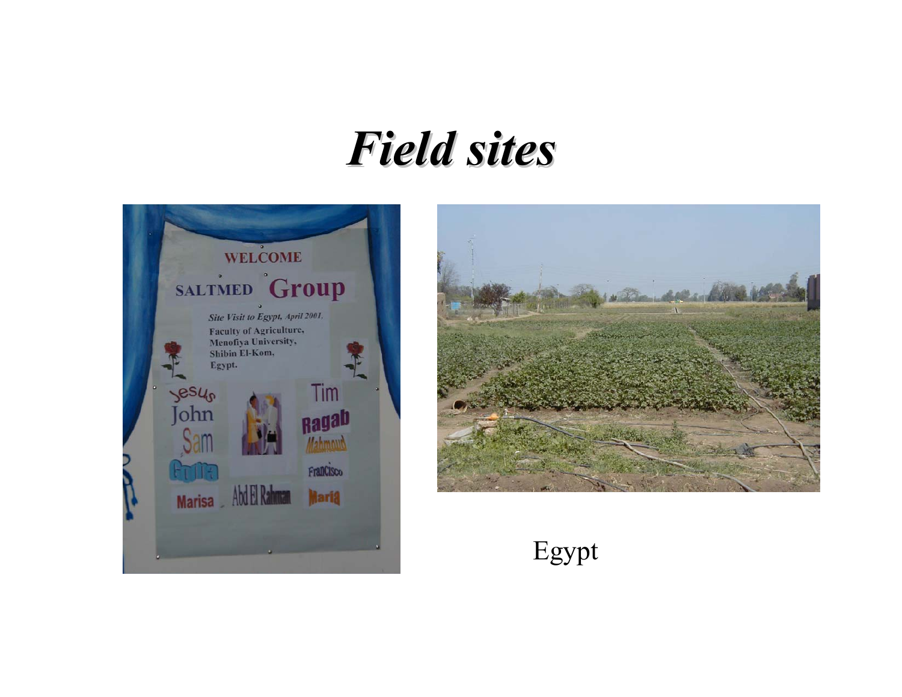# *Field sites*

Egypt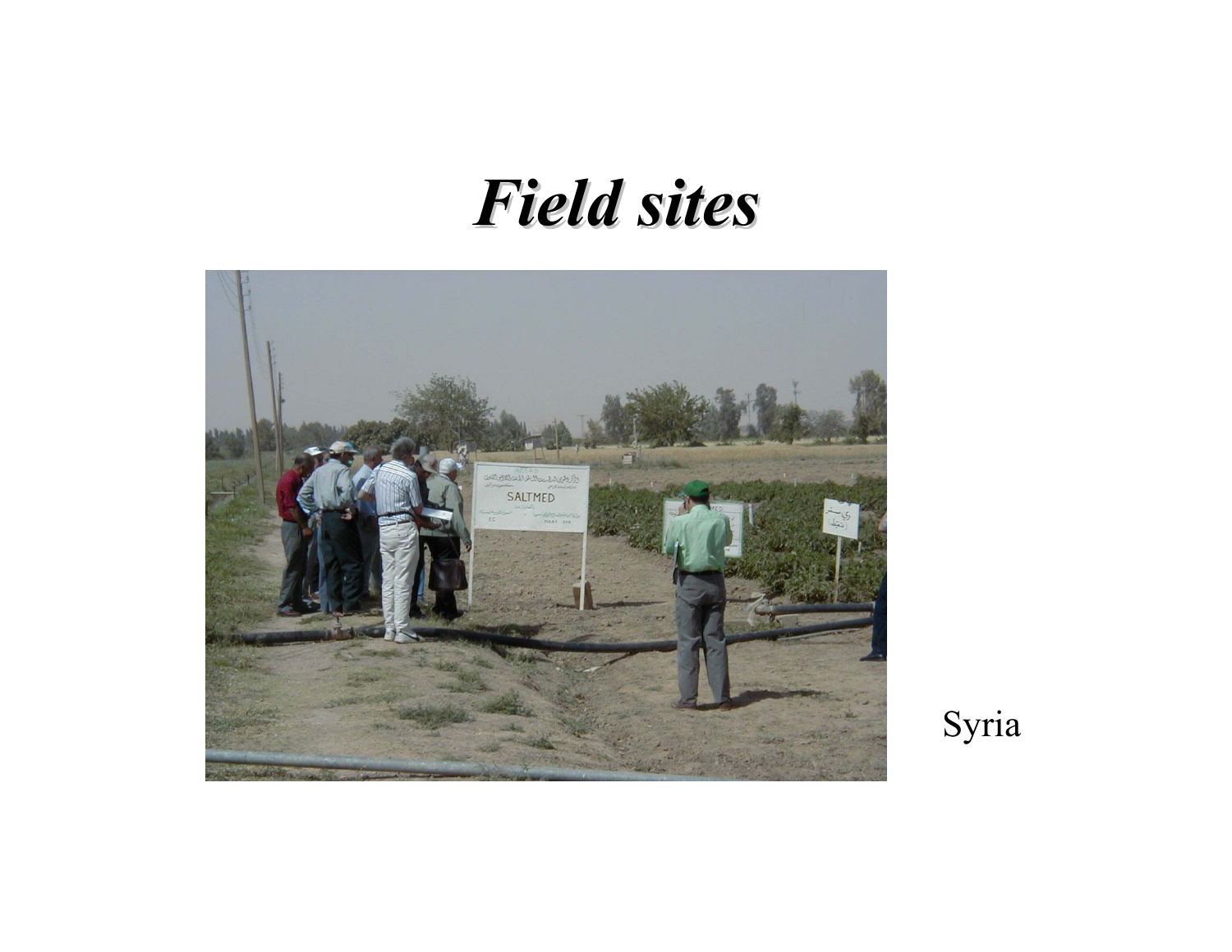# *Field sites*

Syria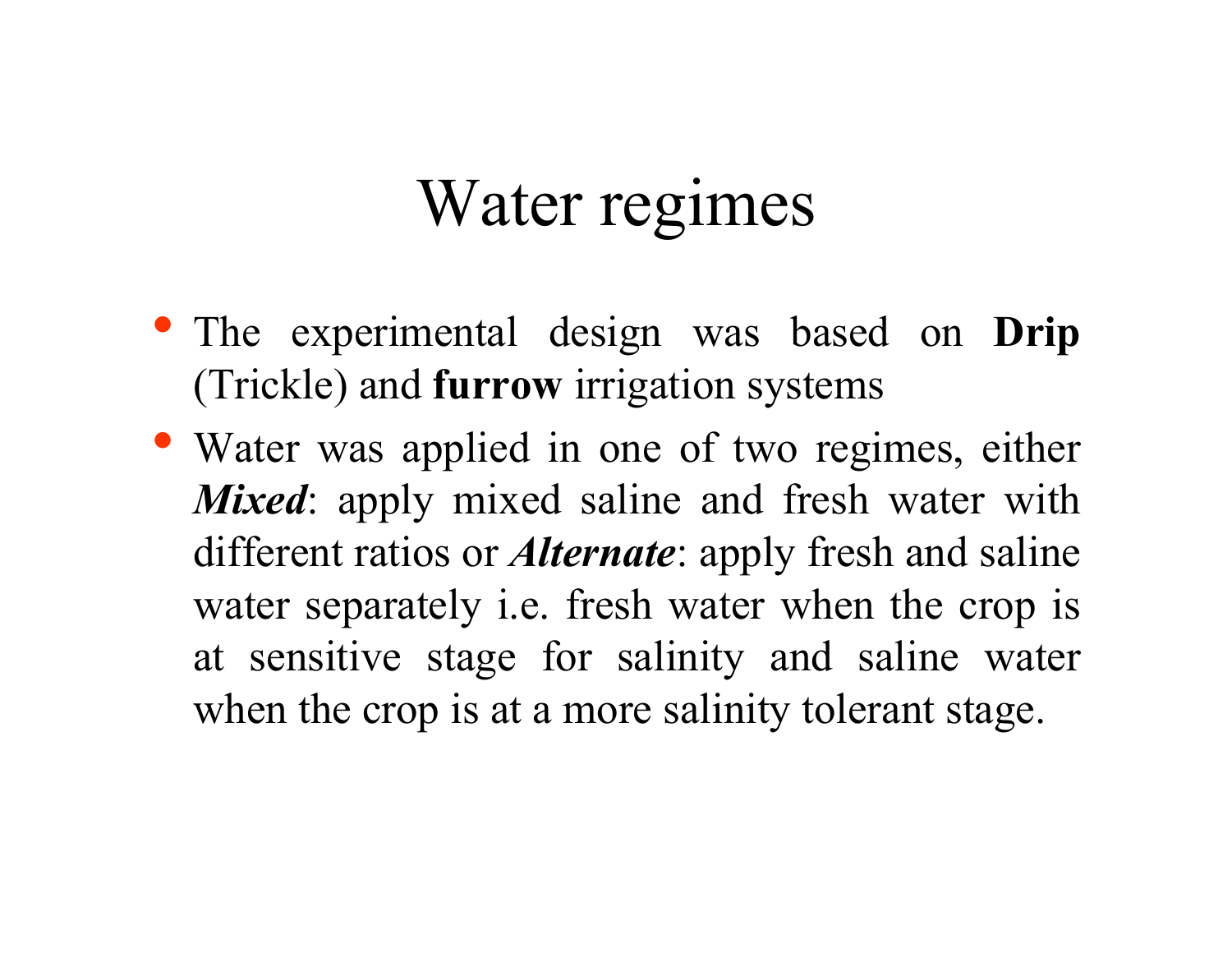# Water regimes

- The experimental design was based on **Drip** (Trickle) and **furrow** irrigation systems
- Water was applied in one of two regimes, either ***Mixed***: apply mixed saline and fresh water with different ratios or ***Alternate***: apply fresh and saline water separately i.e. fresh water when the crop is at sensitive stage for salinity and saline water when the crop is at a more salinity tolerant stage.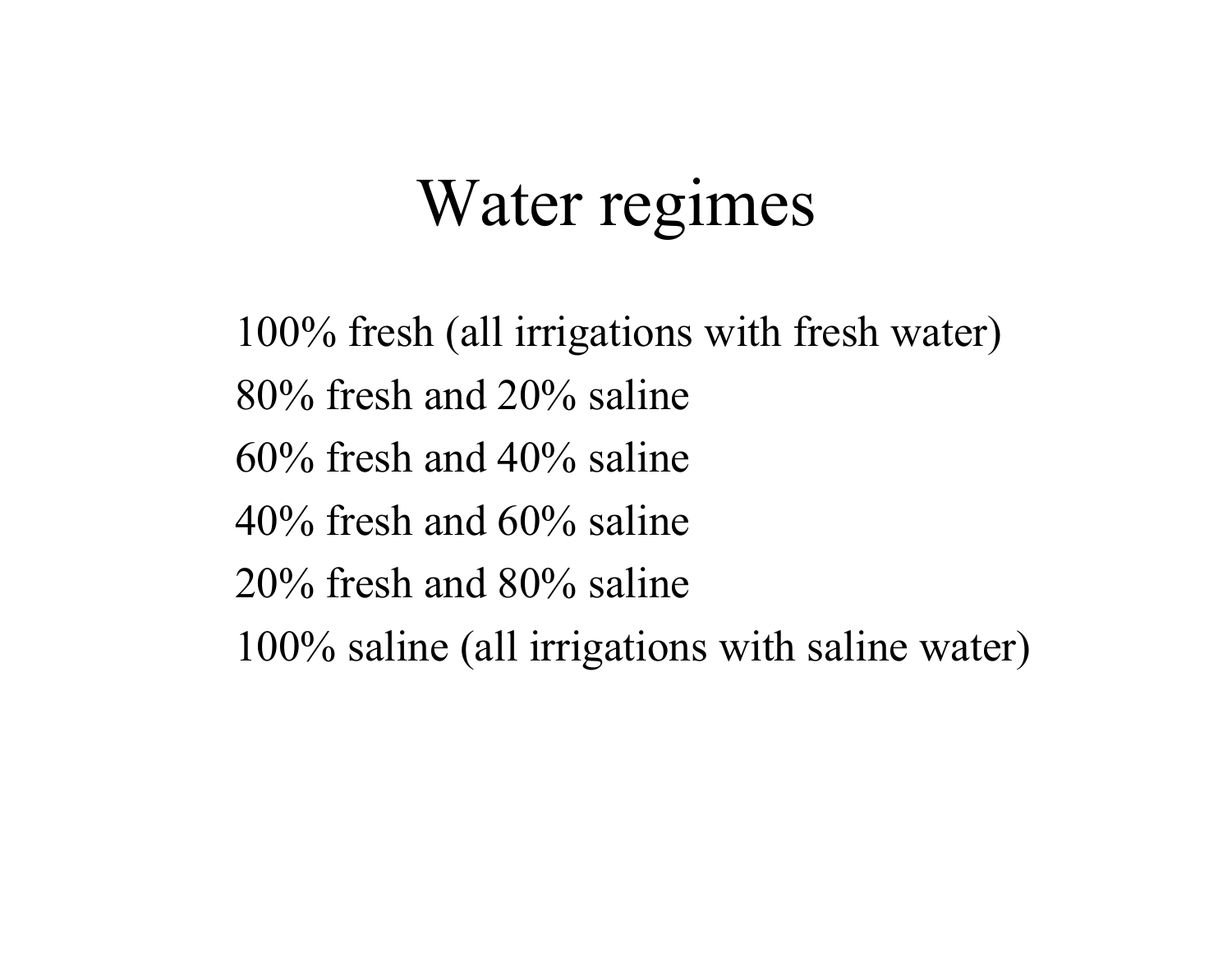# Water regimes

100% fresh (all irrigations with fresh water)

80% fresh and 20% saline

60% fresh and 40% saline

40% fresh and 60% saline

20% fresh and 80% saline

100% saline (all irrigations with saline water)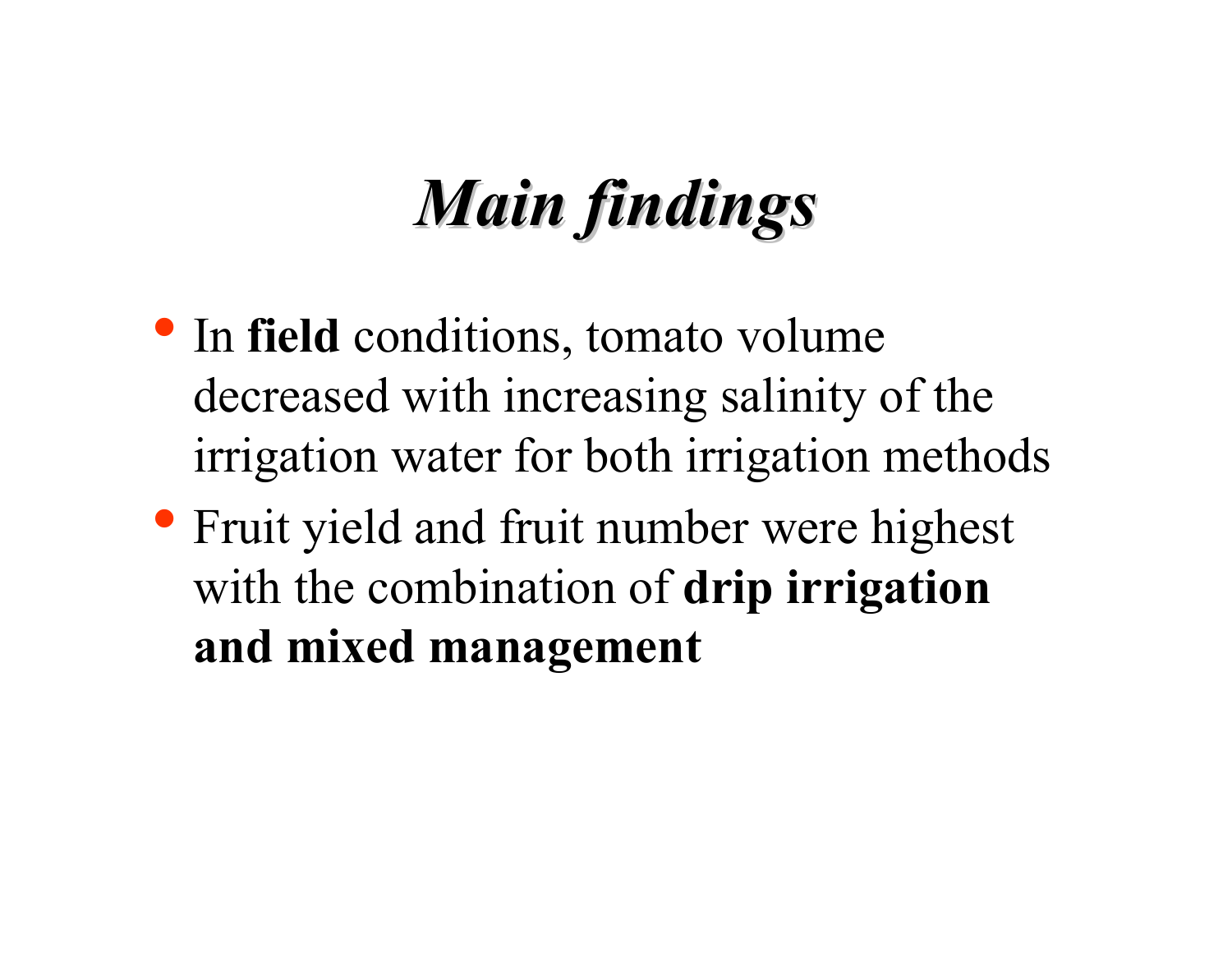# *Main findings*

- In **field** conditions, tomato volume decreased with increasing salinity of the irrigation water for both irrigation methods
- Fruit yield and fruit number were highest with the combination of **drip irrigation and mixed management**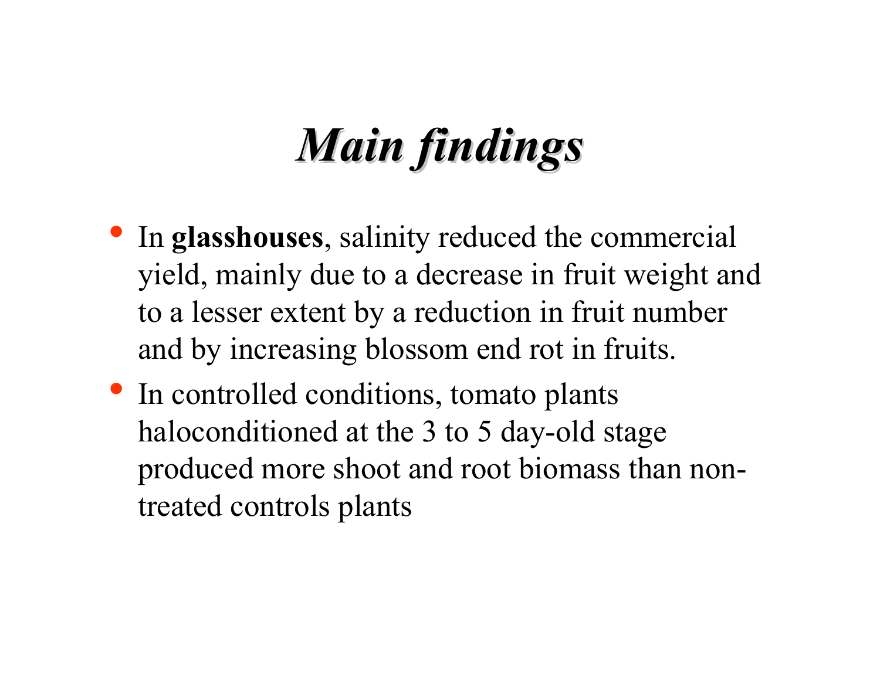# *Main findings*

- In **glasshouses**, salinity reduced the commercial yield, mainly due to a decrease in fruit weight and to a lesser extent by a reduction in fruit number and by increasing blossom end rot in fruits.
- In controlled conditions, tomato plants haloconditioned at the 3 to 5 day-old stage produced more shoot and root biomass than non-treated controls plants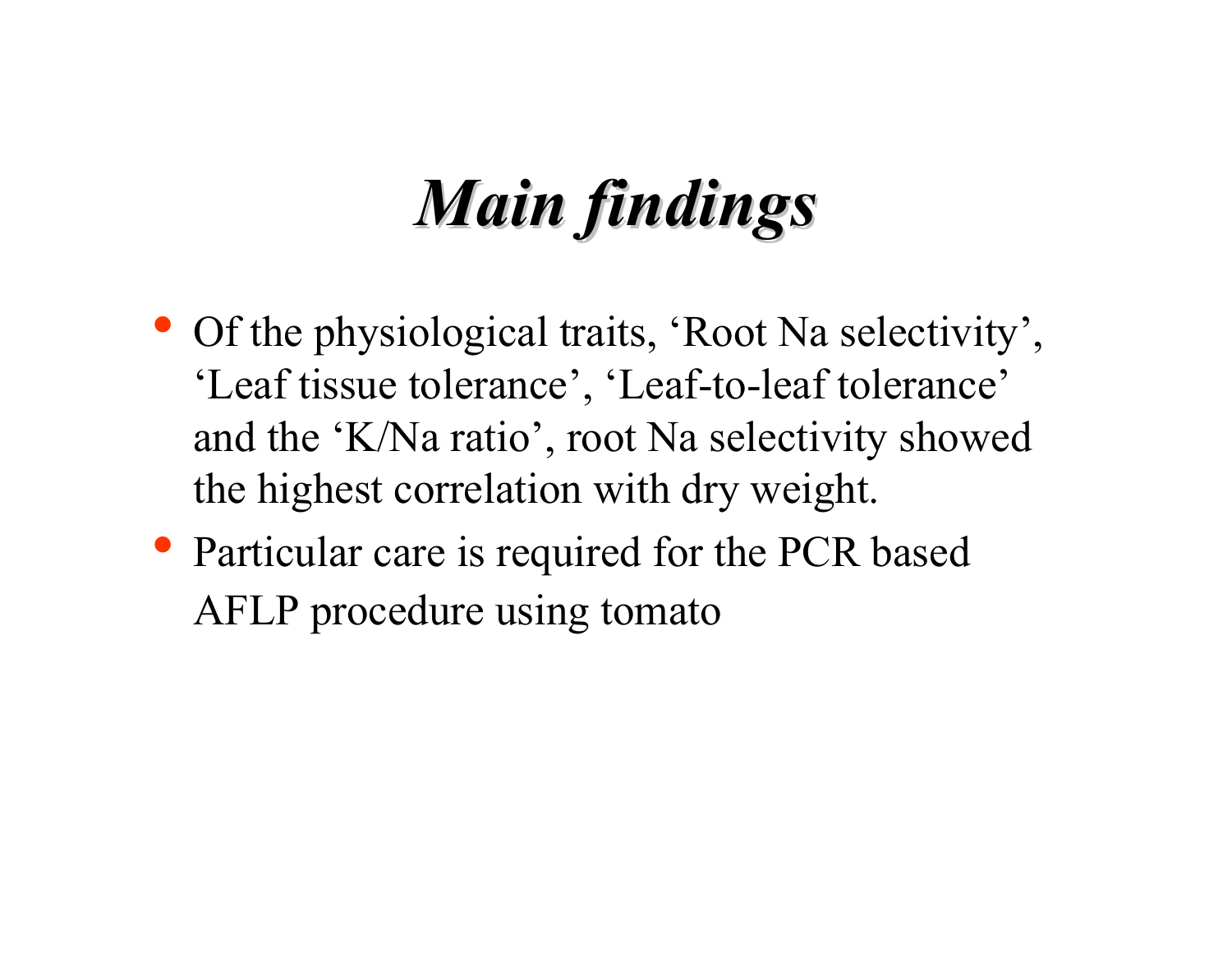# *Main findings*

- Of the physiological traits, 'Root Na selectivity', 'Leaf tissue tolerance', 'Leaf-to-leaf tolerance' and the 'K/Na ratio', root Na selectivity showed the highest correlation with dry weight.
- Particular care is required for the PCR based AFLP procedure using tomato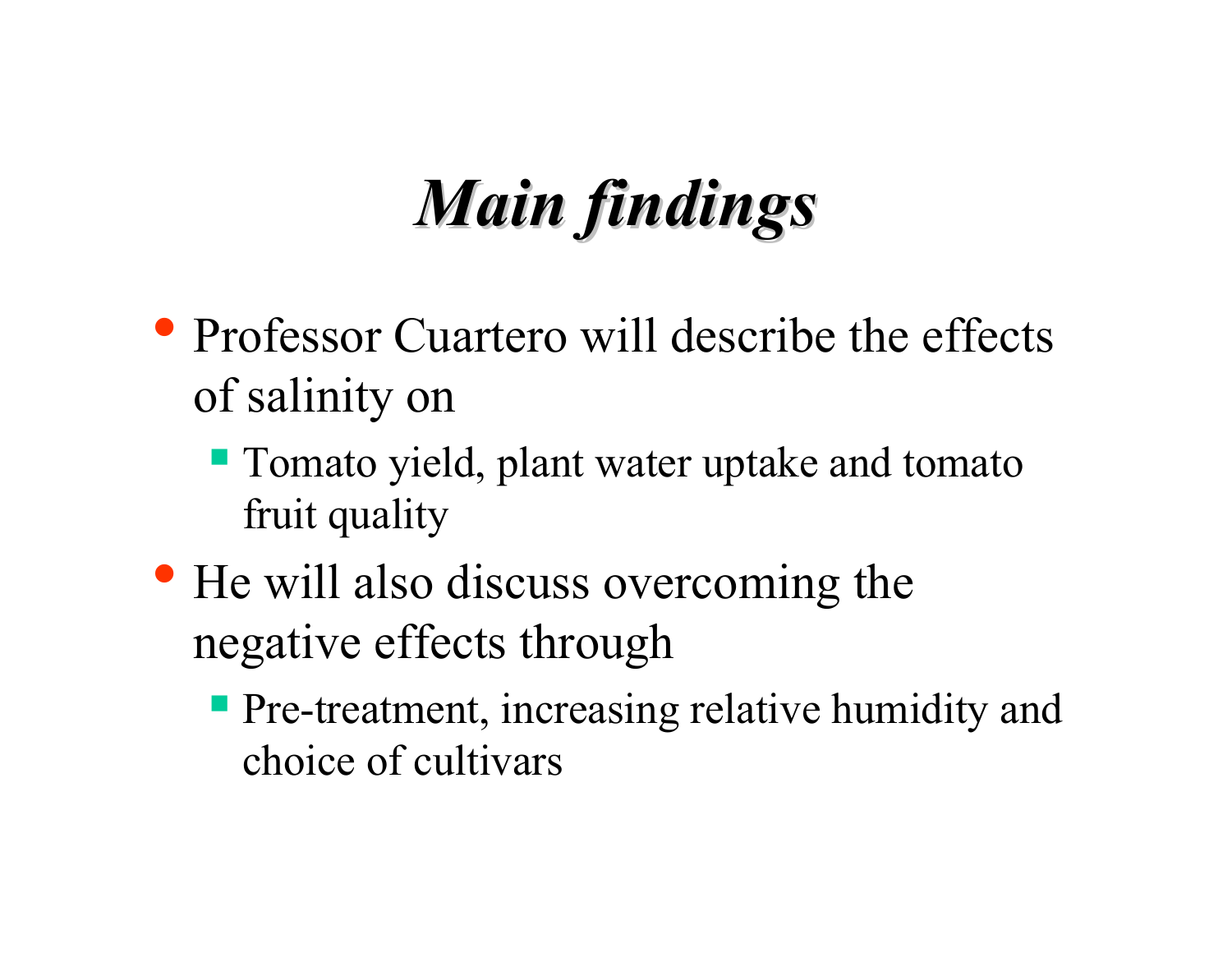# *Main findings*

- Professor Cuartero will describe the effects of salinity on
  - Tomato yield, plant water uptake and tomato fruit quality
- He will also discuss overcoming the negative effects through
  - Pre-treatment, increasing relative humidity and choice of cultivars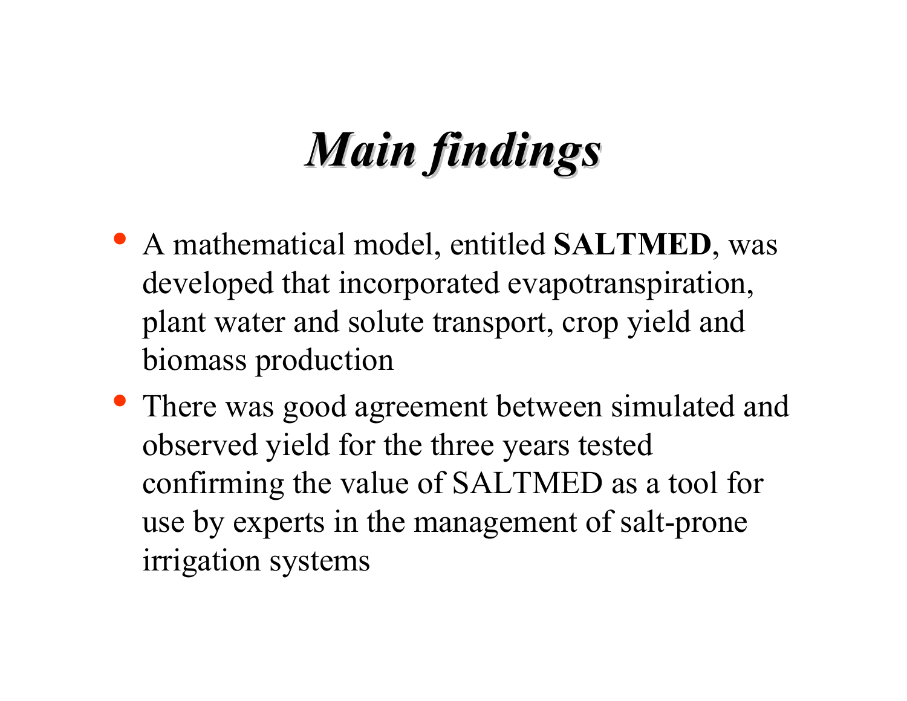# *Main findings*

- A mathematical model, entitled **SALTMED**, was developed that incorporated evapotranspiration, plant water and solute transport, crop yield and biomass production
- There was good agreement between simulated and observed yield for the three years tested confirming the value of SALTMED as a tool for use by experts in the management of salt-prone irrigation systems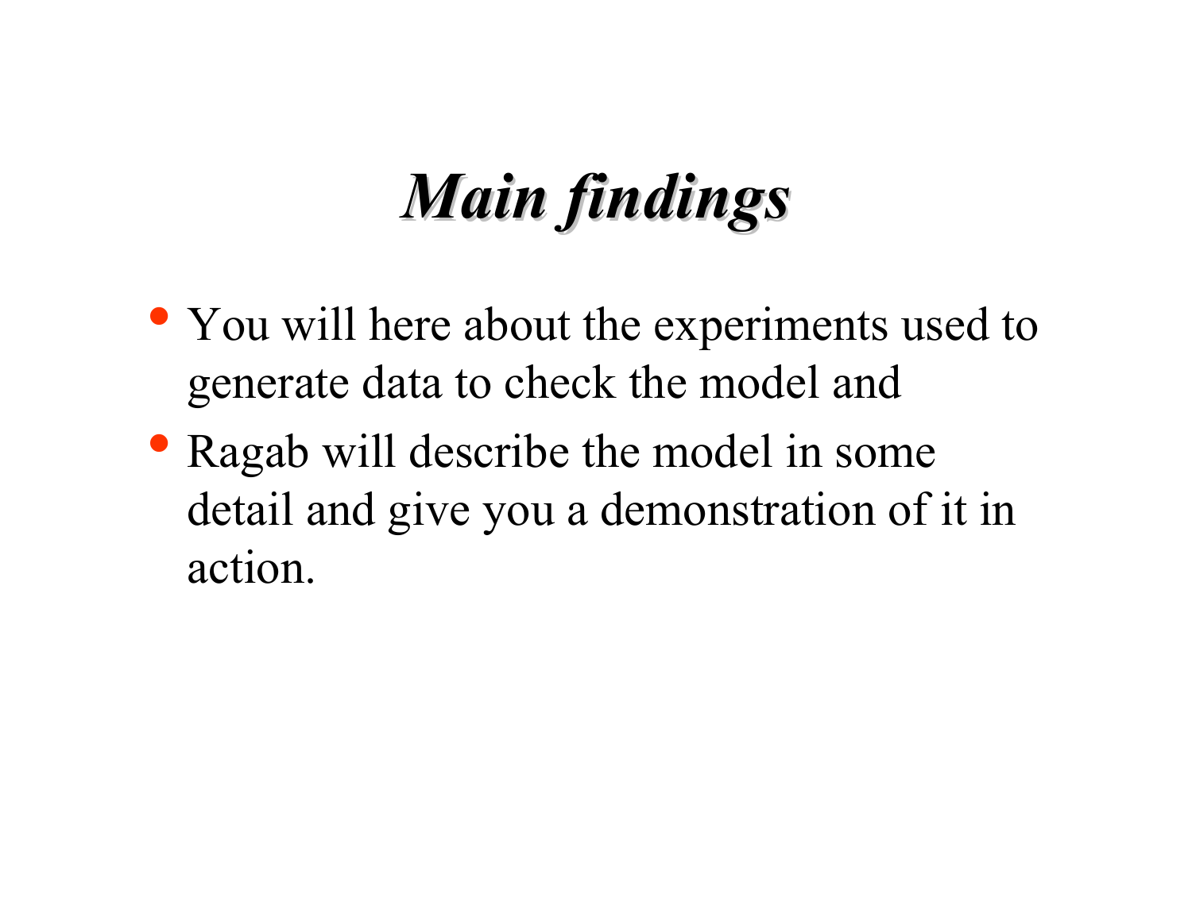# *Main findings*

- You will here about the experiments used to generate data to check the model and
- Ragab will describe the model in some detail and give you a demonstration of it in action.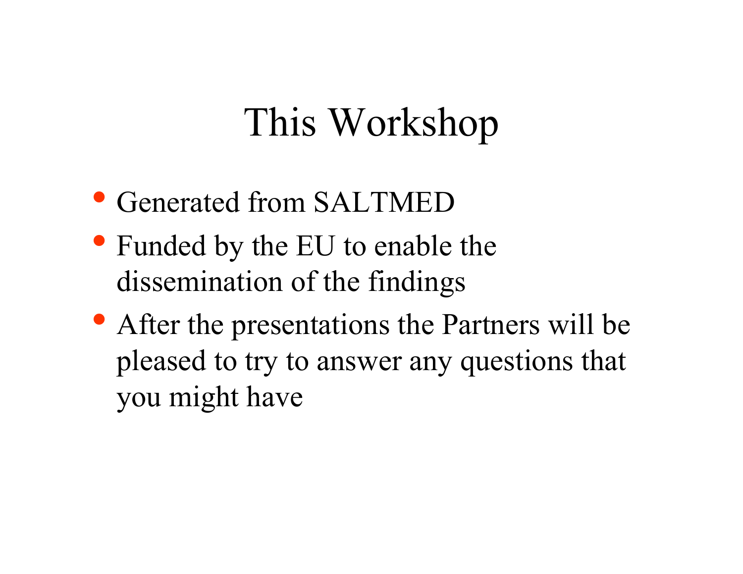# This Workshop

- Generated from SALTMED
- Funded by the EU to enable the dissemination of the findings
- After the presentations the Partners will be pleased to try to answer any questions that you might have